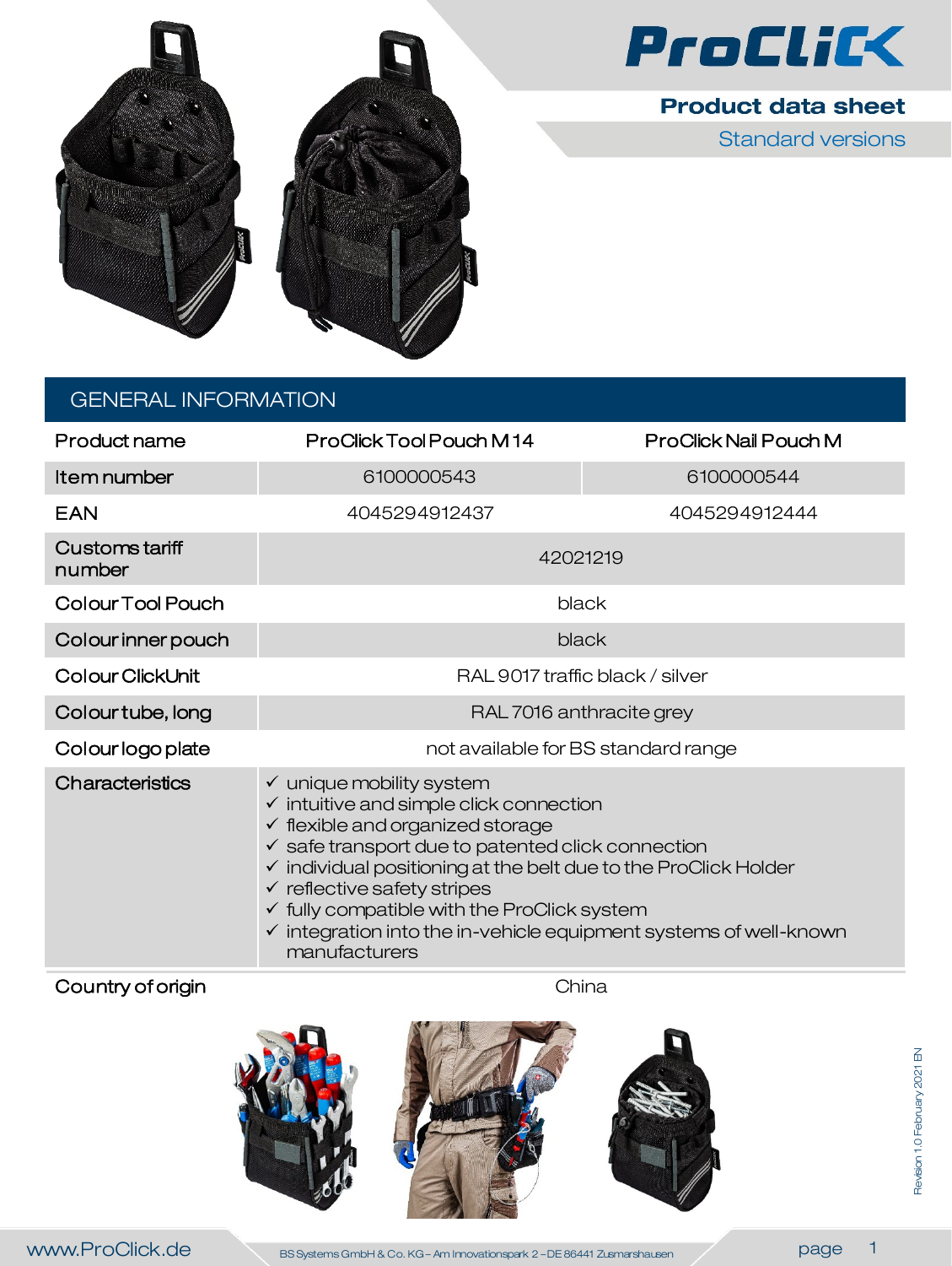# ProClick

## Product data sheet

Standard versions

## GENERAL INFORMATION

| Product name | ProClick Tool Pouch M 14 | ProClick Nail Pouch M |
|---|---|---|
| Item number | 6100000543 | 6100000544 |
| EAN | 4045294912437 | 4045294912444 |
| Customs tariff number | 42021219 | |
| Colour Tool Pouch | black | |
| Colour inner pouch | black | |
| Colour ClickUnit | RAL 9017 traffic black / silver | |
| Colour tube, long | RAL 7016 anthracite grey | |
| Colour logo plate | not available for BS standard range | |
| Characteristics | ✓ unique mobility system<br>✓ intuitive and simple click connection<br>✓ flexible and organized storage<br>✓ safe transport due to patented click connection<br>✓ individual positioning at the belt due to the ProClick Holder<br>✓ reflective safety stripes<br>✓ fully compatible with the ProClick system<br>✓ integration into the in-vehicle equipment systems of well-known manufacturers | |
| Country of origin | China | |

Revision 1.0 February 2021 EN

www.ProClick.de

BS Systems GmbH & Co. KG – Am Innovationspark 2 – DE 86441 Zusmarshausen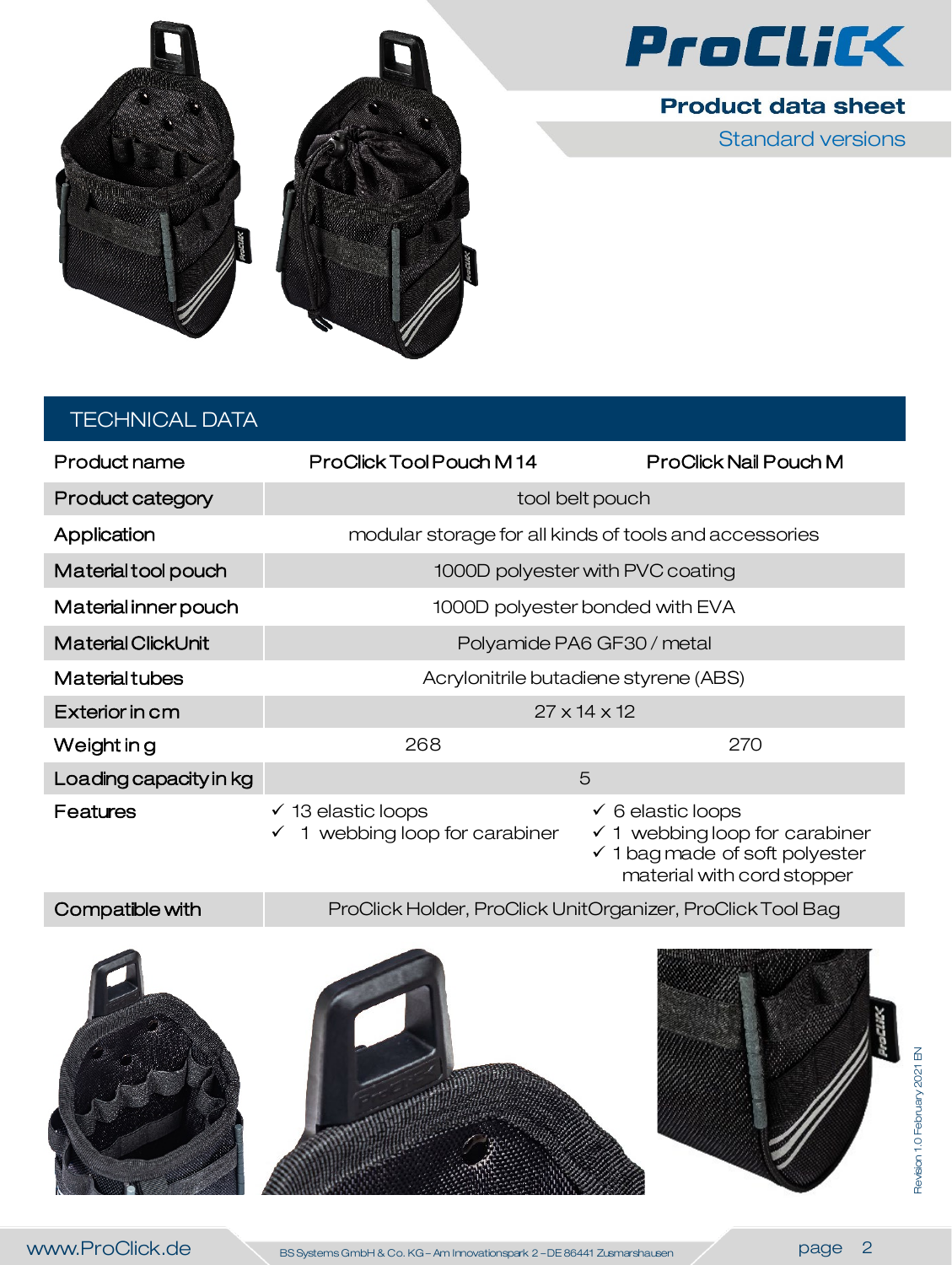**Product data sheet**

Standard versions

## TECHNICAL DATA

| Product name | ProClick Tool Pouch M 14 | ProClick Nail Pouch M |
|---|---|---|
| Product category | tool belt pouch | |
| Application | modular storage for all kinds of tools and accessories | |
| Material tool pouch | 1000D polyester with PVC coating | |
| Material inner pouch | 1000D polyester bonded with EVA | |
| Material ClickUnit | Polyamide PA6 GF30 / metal | |
| Material tubes | Acrylonitrile butadiene styrene (ABS) | |
| Exterior in cm | 27 x 14 x 12 | |
| Weight in g | 268 | 270 |
| Loading capacity in kg | 5 | |
| Features | ✓ 13 elastic loops<br>✓ 1 webbing loop for carabiner | ✓ 6 elastic loops<br>✓ 1 webbing loop for carabiner<br>✓ 1 bag made of soft polyester material with cord stopper |
| Compatible with | ProClick Holder, ProClick UnitOrganizer, ProClick Tool Bag | |

Revision 1.0 February 2021 EN

www.ProClick.de

BS Systems GmbH & Co. KG – Am Innovationspark 2 – DE 86441 Zusmarshausen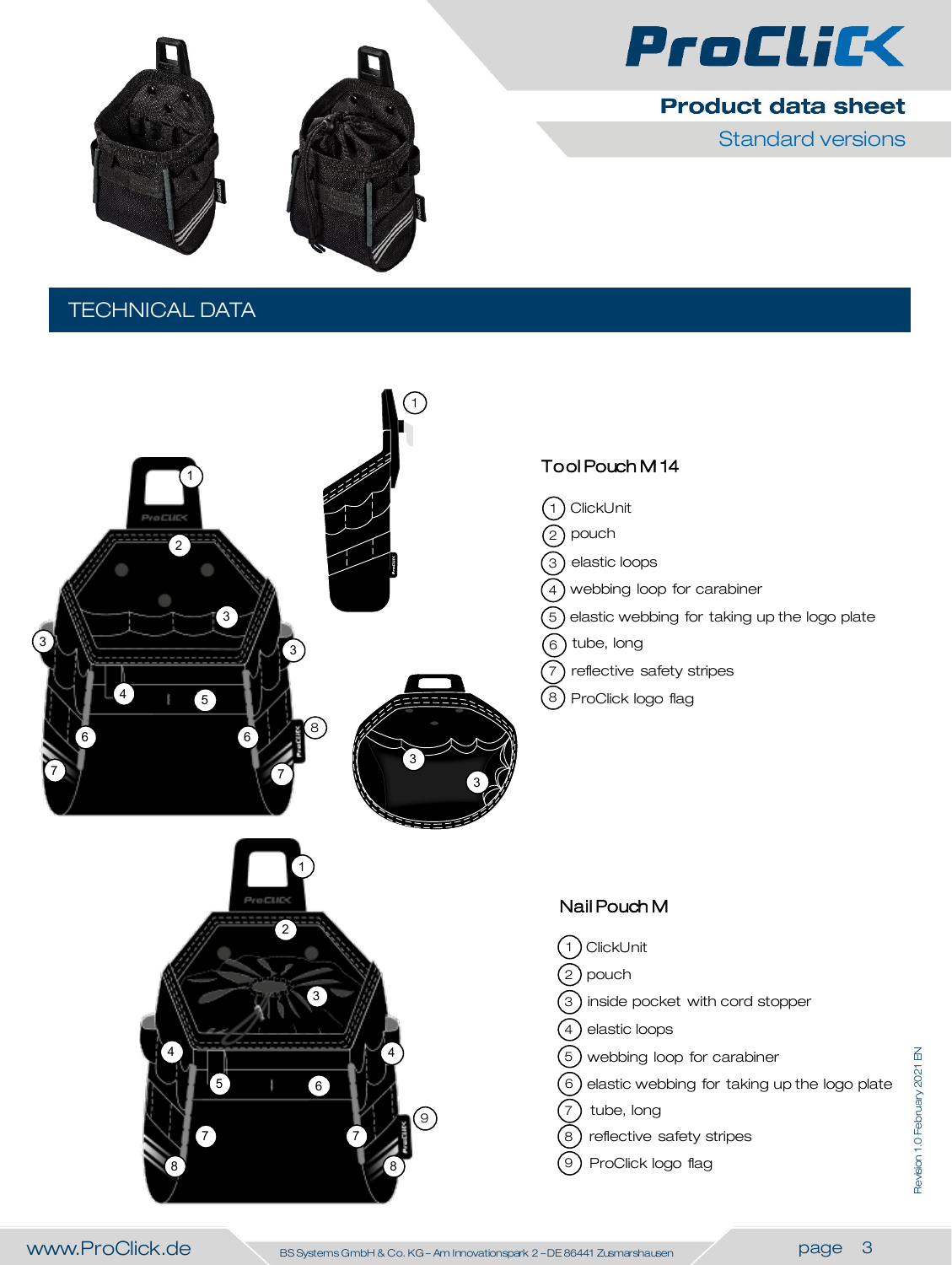# ProClick

## Product data sheet

Standard versions

## TECHNICAL DATA

### Tool Pouch M 14

1. ClickUnit
2. pouch
3. elastic loops
4. webbing loop for carabiner
5. elastic webbing for taking up the logo plate
6. tube, long
7. reflective safety stripes
8. ProClick logo flag

### Nail Pouch M

1. ClickUnit
2. pouch
3. inside pocket with cord stopper
4. elastic loops
5. webbing loop for carabiner
6. elastic webbing for taking up the logo plate
7. tube, long
8. reflective safety stripes
9. ProClick logo flag

Revision 1.0 February 2021 EN

www.ProClick.de

BS Systems GmbH & Co. KG – Am Innovationspark 2 – DE 86441 Zusmarshausen